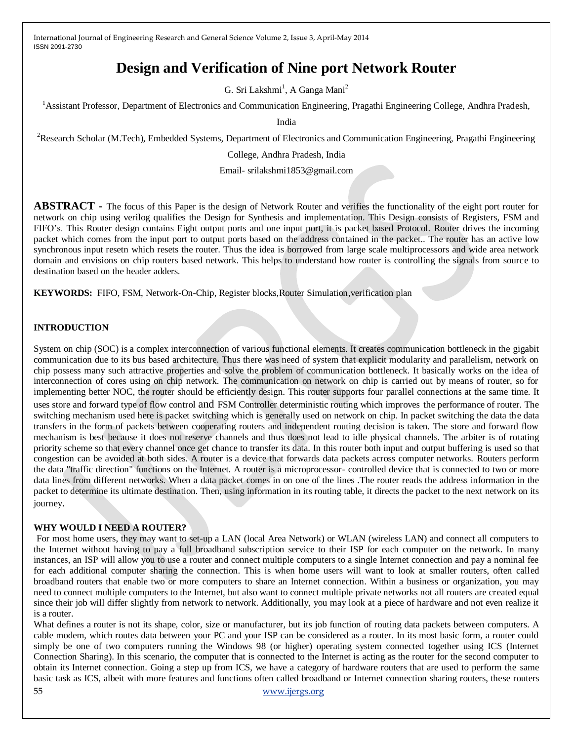# Design and Verification of Nine port Network Router

G. Sri Lakshmi[1], A Ganga Mani[2]

[1]Assistant Professor, Department of Electronics and Communication Engineering, Pragathi Engineering College, Andhra Pradesh, India

[2]Research Scholar (M.Tech), Embedded Systems, Department of Electronics and Communication Engineering, Pragathi Engineering College, Andhra Pradesh, India

Email- srilakshmi1853@gmail.com

**ABSTRACT -** The focus of this Paper is the design of Network Router and verifies the functionality of the eight port router for network on chip using verilog qualifies the Design for Synthesis and implementation. This Design consists of Registers, FSM and FIFO's. This Router design contains Eight output ports and one input port, it is packet based Protocol. Router drives the incoming packet which comes from the input port to output ports based on the address contained in the packet.. The router has an active low synchronous input resetn which resets the router. Thus the idea is borrowed from large scale multiprocessors and wide area network domain and envisions on chip routers based network. This helps to understand how router is controlling the signals from source to destination based on the header adders.

**KEYWORDS:** FIFO, FSM, Network-On-Chip, Register blocks,Router Simulation,verification plan

## INTRODUCTION

System on chip (SOC) is a complex interconnection of various functional elements. It creates communication bottleneck in the gigabit communication due to its bus based architecture. Thus there was need of system that explicit modularity and parallelism, network on chip possess many such attractive properties and solve the problem of communication bottleneck. It basically works on the idea of interconnection of cores using on chip network. The communication on network on chip is carried out by means of router, so for implementing better NOC, the router should be efficiently design. This router supports four parallel connections at the same time. It uses store and forward type of flow control and FSM Controller deterministic routing which improves the performance of router. The switching mechanism used here is packet switching which is generally used on network on chip. In packet switching the data the data transfers in the form of packets between cooperating routers and independent routing decision is taken. The store and forward flow mechanism is best because it does not reserve channels and thus does not lead to idle physical channels. The arbiter is of rotating priority scheme so that every channel once get chance to transfer its data. In this router both input and output buffering is used so that congestion can be avoided at both sides. A router is a device that forwards data packets across computer networks. Routers perform the data "traffic direction" functions on the Internet. A router is a microprocessor- controlled device that is connected to two or more data lines from different networks. When a data packet comes in on one of the lines .The router reads the address information in the packet to determine its ultimate destination. Then, using information in its routing table, it directs the packet to the next network on its journey.

## WHY WOULD I NEED A ROUTER?

For most home users, they may want to set-up a LAN (local Area Network) or WLAN (wireless LAN) and connect all computers to the Internet without having to pay a full broadband subscription service to their ISP for each computer on the network. In many instances, an ISP will allow you to use a router and connect multiple computers to a single Internet connection and pay a nominal fee for each additional computer sharing the connection. This is when home users will want to look at smaller routers, often called broadband routers that enable two or more computers to share an Internet connection. Within a business or organization, you may need to connect multiple computers to the Internet, but also want to connect multiple private networks not all routers are created equal since their job will differ slightly from network to network. Additionally, you may look at a piece of hardware and not even realize it is a router.

What defines a router is not its shape, color, size or manufacturer, but its job function of routing data packets between computers. A cable modem, which routes data between your PC and your ISP can be considered as a router. In its most basic form, a router could simply be one of two computers running the Windows 98 (or higher) operating system connected together using ICS (Internet Connection Sharing). In this scenario, the computer that is connected to the Internet is acting as the router for the second computer to obtain its Internet connection. Going a step up from ICS, we have a category of hardware routers that are used to perform the same basic task as ICS, albeit with more features and functions often called broadband or Internet connection sharing routers, these routers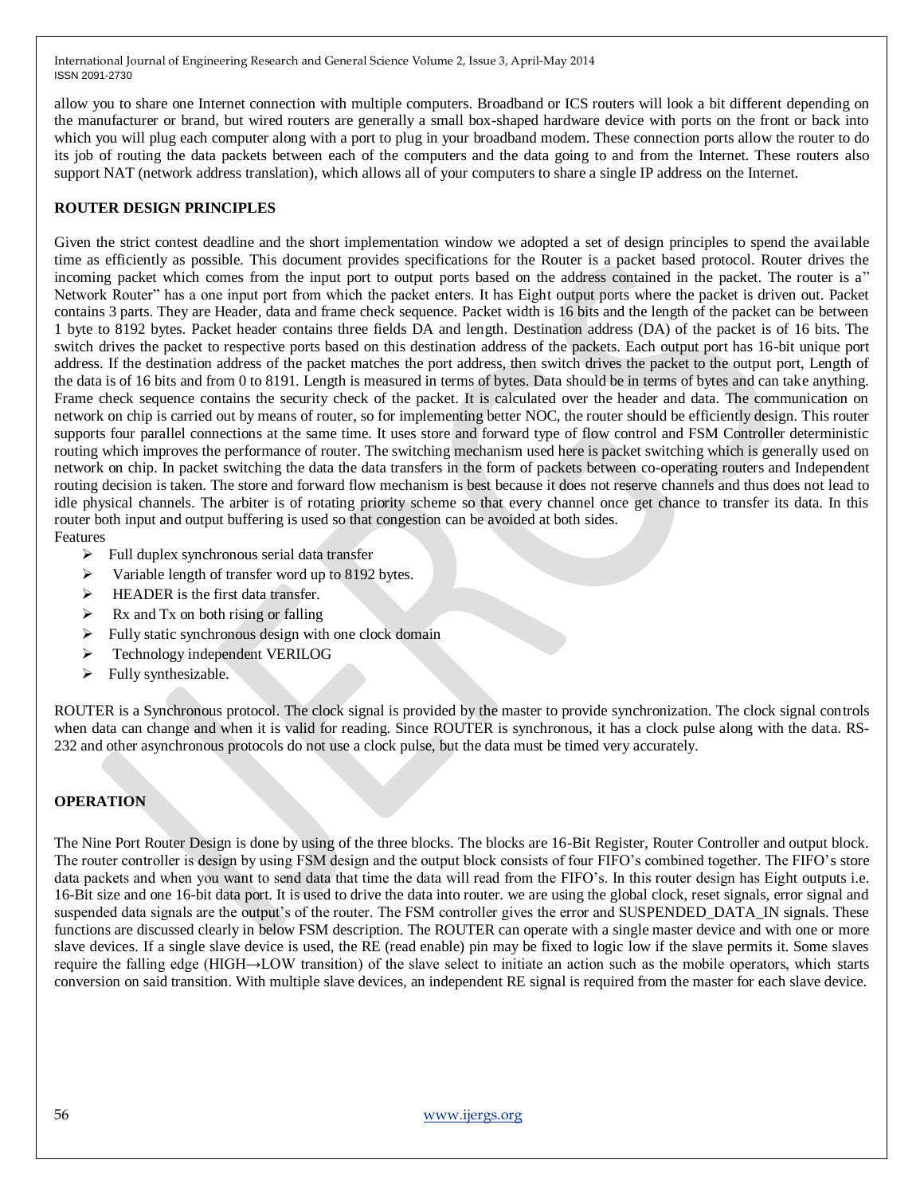allow you to share one Internet connection with multiple computers. Broadband or ICS routers will look a bit different depending on the manufacturer or brand, but wired routers are generally a small box-shaped hardware device with ports on the front or back into which you will plug each computer along with a port to plug in your broadband modem. These connection ports allow the router to do its job of routing the data packets between each of the computers and the data going to and from the Internet. These routers also support NAT (network address translation), which allows all of your computers to share a single IP address on the Internet.

## ROUTER DESIGN PRINCIPLES

Given the strict contest deadline and the short implementation window we adopted a set of design principles to spend the available time as efficiently as possible. This document provides specifications for the Router is a packet based protocol. Router drives the incoming packet which comes from the input port to output ports based on the address contained in the packet. The router is a" Network Router" has a one input port from which the packet enters. It has Eight output ports where the packet is driven out. Packet contains 3 parts. They are Header, data and frame check sequence. Packet width is 16 bits and the length of the packet can be between 1 byte to 8192 bytes. Packet header contains three fields DA and length. Destination address (DA) of the packet is of 16 bits. The switch drives the packet to respective ports based on this destination address of the packets. Each output port has 16-bit unique port address. If the destination address of the packet matches the port address, then switch drives the packet to the output port, Length of the data is of 16 bits and from 0 to 8191. Length is measured in terms of bytes. Data should be in terms of bytes and can take anything. Frame check sequence contains the security check of the packet. It is calculated over the header and data. The communication on network on chip is carried out by means of router, so for implementing better NOC, the router should be efficiently design. This router supports four parallel connections at the same time. It uses store and forward type of flow control and FSM Controller deterministic routing which improves the performance of router. The switching mechanism used here is packet switching which is generally used on network on chip. In packet switching the data the data transfers in the form of packets between co-operating routers and Independent routing decision is taken. The store and forward flow mechanism is best because it does not reserve channels and thus does not lead to idle physical channels. The arbiter is of rotating priority scheme so that every channel once get chance to transfer its data. In this router both input and output buffering is used so that congestion can be avoided at both sides.

Features

- Full duplex synchronous serial data transfer
- Variable length of transfer word up to 8192 bytes.
- HEADER is the first data transfer.
- Rx and Tx on both rising or falling
- Fully static synchronous design with one clock domain
- Technology independent VERILOG
- Fully synthesizable.

ROUTER is a Synchronous protocol. The clock signal is provided by the master to provide synchronization. The clock signal controls when data can change and when it is valid for reading. Since ROUTER is synchronous, it has a clock pulse along with the data. RS-232 and other asynchronous protocols do not use a clock pulse, but the data must be timed very accurately.

## OPERATION

The Nine Port Router Design is done by using of the three blocks. The blocks are 16-Bit Register, Router Controller and output block. The router controller is design by using FSM design and the output block consists of four FIFO's combined together. The FIFO's store data packets and when you want to send data that time the data will read from the FIFO's. In this router design has Eight outputs i.e. 16-Bit size and one 16-bit data port. It is used to drive the data into router. we are using the global clock, reset signals, error signal and suspended data signals are the output's of the router. The FSM controller gives the error and SUSPENDED_DATA_IN signals. These functions are discussed clearly in below FSM description. The ROUTER can operate with a single master device and with one or more slave devices. If a single slave device is used, the RE (read enable) pin may be fixed to logic low if the slave permits it. Some slaves require the falling edge (HIGH→LOW transition) of the slave select to initiate an action such as the mobile operators, which starts conversion on said transition. With multiple slave devices, an independent RE signal is required from the master for each slave device.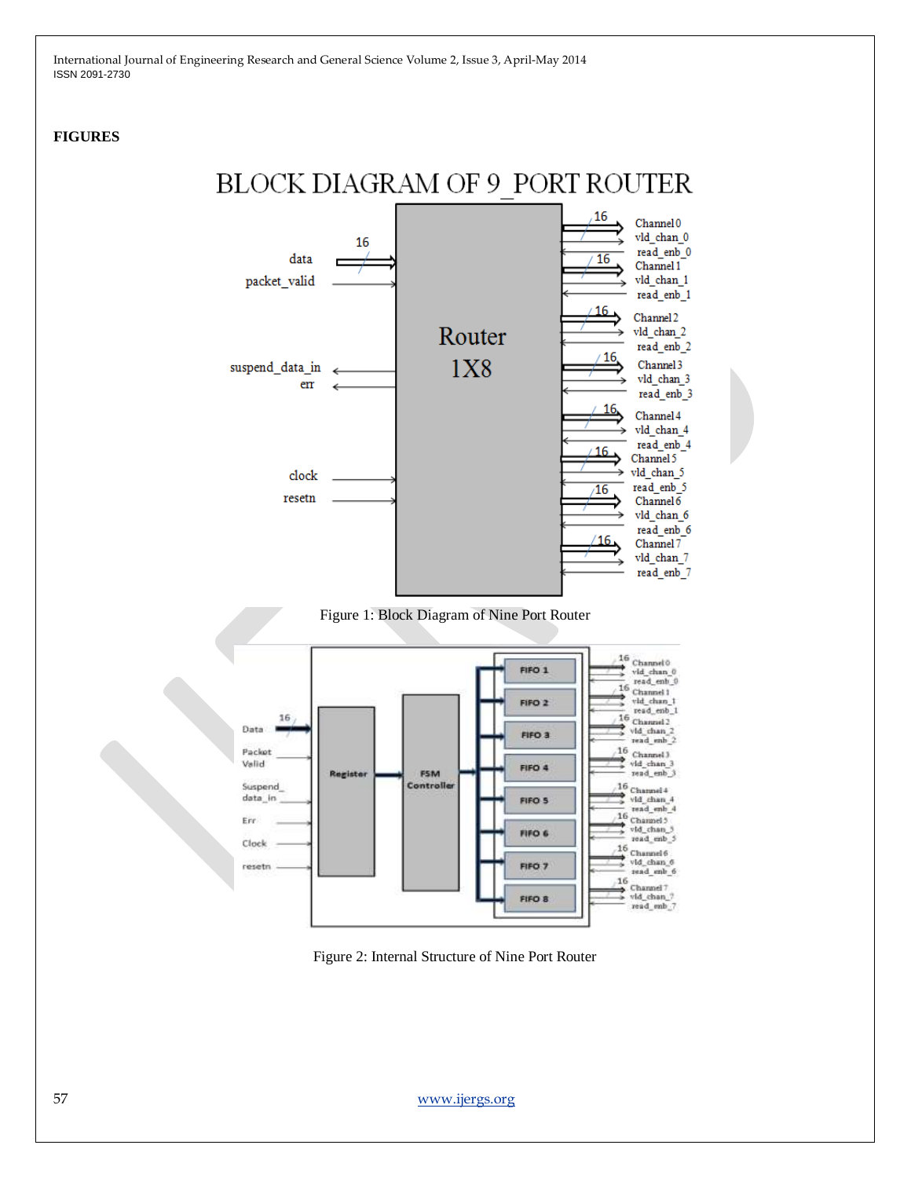**FIGURES**

Figure 1: Block Diagram of Nine Port Router

Figure 2: Internal Structure of Nine Port Router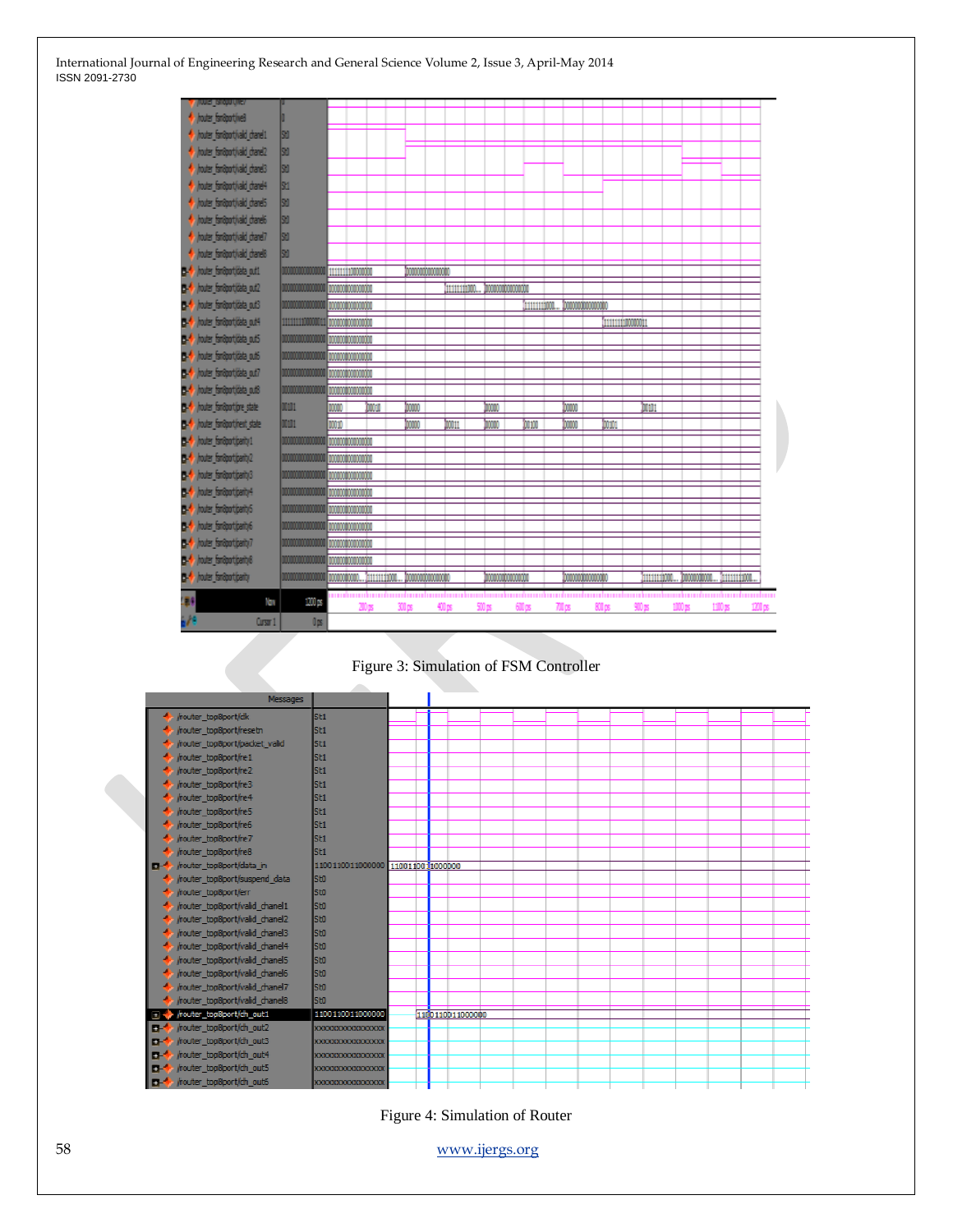Figure 3: Simulation of FSM Controller

Figure 4: Simulation of Router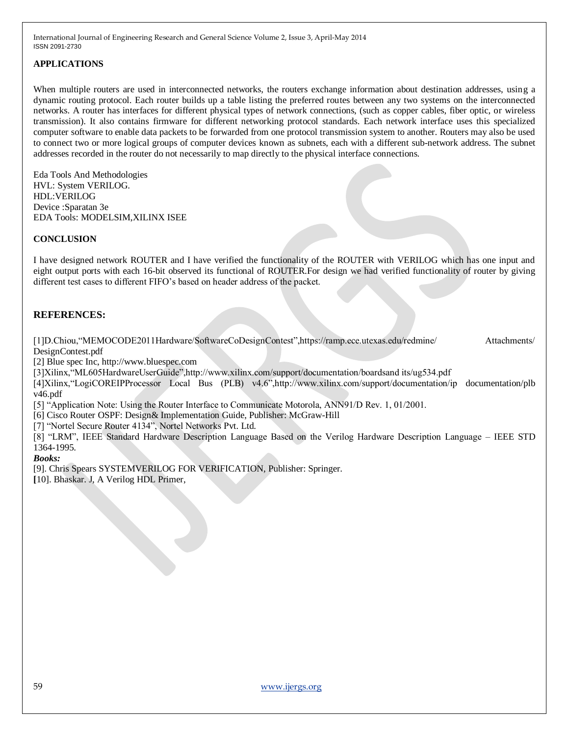## APPLICATIONS

When multiple routers are used in interconnected networks, the routers exchange information about destination addresses, using a dynamic routing protocol. Each router builds up a table listing the preferred routes between any two systems on the interconnected networks. A router has interfaces for different physical types of network connections, (such as copper cables, fiber optic, or wireless transmission). It also contains firmware for different networking protocol standards. Each network interface uses this specialized computer software to enable data packets to be forwarded from one protocol transmission system to another. Routers may also be used to connect two or more logical groups of computer devices known as subnets, each with a different sub-network address. The subnet addresses recorded in the router do not necessarily to map directly to the physical interface connections.

Eda Tools And Methodologies
HVL: System VERILOG.
HDL:VERILOG
Device :Sparatan 3e
EDA Tools: MODELSIM,XILINX ISEE

## CONCLUSION

I have designed network ROUTER and I have verified the functionality of the ROUTER with VERILOG which has one input and eight output ports with each 16-bit observed its functional of ROUTER.For design we had verified functionality of router by giving different test cases to different FIFO's based on header address of the packet.

## REFERENCES:

[1]D.Chiou,"MEMOCODE2011Hardware/SoftwareCoDesignContest",https://ramp.ece.utexas.edu/redmine/ Attachments/ DesignContest.pdf

[2] Blue spec Inc, http://www.bluespec.com

[3]Xilinx,"ML605HardwareUserGuide",http://www.xilinx.com/support/documentation/boardsand its/ug534.pdf

[4]Xilinx,"LogiCOREIPProcessor Local Bus (PLB) v4.6",http://www.xilinx.com/support/documentation/ip documentation/plb v46.pdf

[5] "Application Note: Using the Router Interface to Communicate Motorola, ANN91/D Rev. 1, 01/2001.

[6] Cisco Router OSPF: Design& Implementation Guide, Publisher: McGraw-Hill

[7] "Nortel Secure Router 4134", Nortel Networks Pvt. Ltd.

[8] "LRM", IEEE Standard Hardware Description Language Based on the Verilog Hardware Description Language – IEEE STD 1364-1995.

***Books:***

[9]. Chris Spears SYSTEMVERILOG FOR VERIFICATION, Publisher: Springer.

[10]. Bhaskar. J, A Verilog HDL Primer,